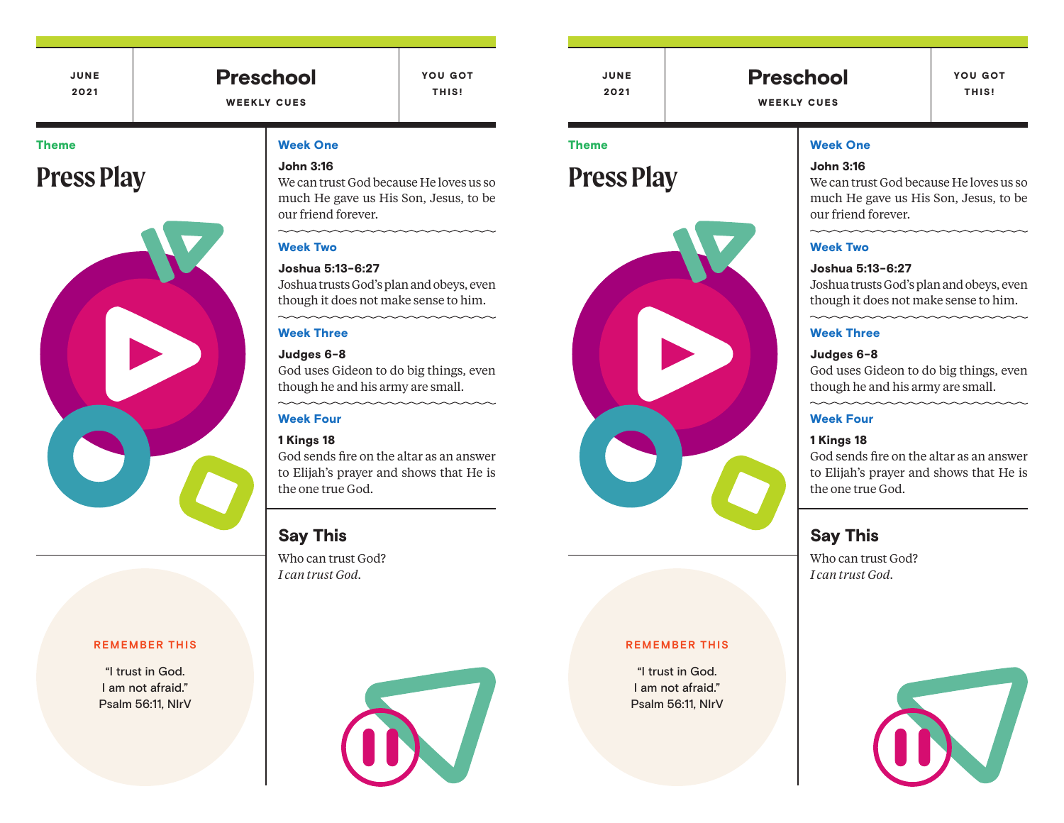JUNE 2021

# Preschool

WEEKLY CUES

YOU GOT THIS!

**Theme**

## Press Play

### Week One

**John 3:16**
We can trust God because He loves us so much He gave us His Son, Jesus, to be our friend forever.

### Week Two

**Joshua 5:13-6:27**
Joshua trusts God's plan and obeys, even though it does not make sense to him.

### Week Three

**Judges 6-8**
God uses Gideon to do big things, even though he and his army are small.

### Week Four

**1 Kings 18**
God sends fire on the altar as an answer to Elijah's prayer and shows that He is the one true God.

### Say This

Who can trust God?
*I can trust God.*

**REMEMBER THIS**

"I trust in God.
I am not afraid."
Psalm 56:11, NIrV

---

JUNE 2021

# Preschool

WEEKLY CUES

YOU GOT THIS!

**Theme**

## Press Play

### Week One

**John 3:16**
We can trust God because He loves us so much He gave us His Son, Jesus, to be our friend forever.

### Week Two

**Joshua 5:13-6:27**
Joshua trusts God's plan and obeys, even though it does not make sense to him.

### Week Three

**Judges 6-8**
God uses Gideon to do big things, even though he and his army are small.

### Week Four

**1 Kings 18**
God sends fire on the altar as an answer to Elijah's prayer and shows that He is the one true God.

### Say This

Who can trust God?
*I can trust God.*

**REMEMBER THIS**

"I trust in God.
I am not afraid."
Psalm 56:11, NIrV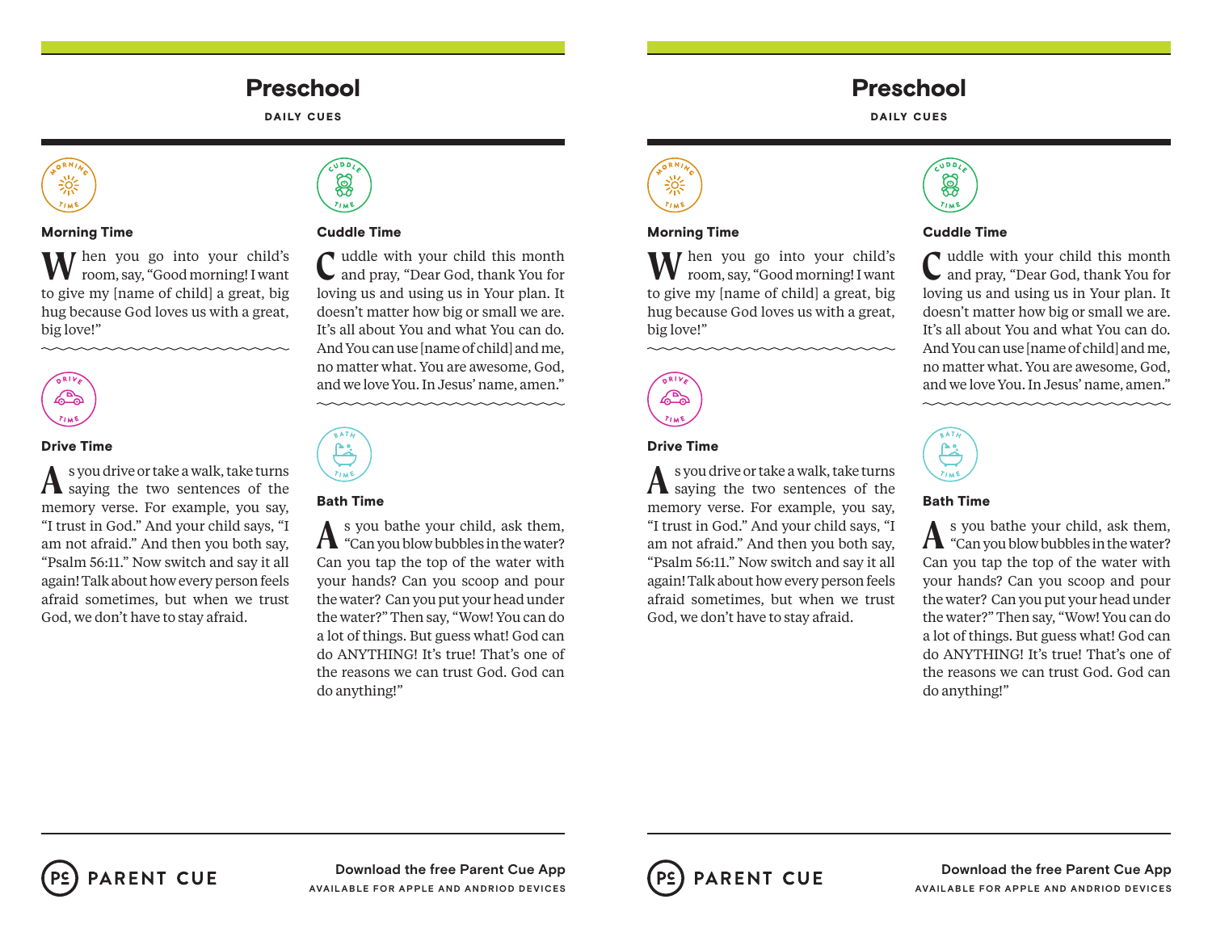# Preschool

DAILY CUES

### Morning Time

When you go into your child's room, say, "Good morning! I want to give my [name of child] a great, big hug because God loves us with a great, big love!"

### Drive Time

As you drive or take a walk, take turns saying the two sentences of the memory verse. For example, you say, "I trust in God." And your child says, "I am not afraid." And then you both say, "Psalm 56:11." Now switch and say it all again! Talk about how every person feels afraid sometimes, but when we trust God, we don't have to stay afraid.

### Cuddle Time

Cuddle with your child this month and pray, "Dear God, thank You for loving us and using us in Your plan. It doesn't matter how big or small we are. It's all about You and what You can do. And You can use [name of child] and me, no matter what. You are awesome, God, and we love You. In Jesus' name, amen."

### Bath Time

As you bathe your child, ask them, "Can you blow bubbles in the water? Can you tap the top of the water with your hands? Can you scoop and pour the water? Can you put your head under the water?" Then say, "Wow! You can do a lot of things. But guess what! God can do ANYTHING! It's true! That's one of the reasons we can trust God. God can do anything!"

PARENT CUE

**Download the free Parent Cue App**

AVAILABLE FOR APPLE AND ANDRIOD DEVICES

# Preschool

DAILY CUES

### Morning Time

When you go into your child's room, say, "Good morning! I want to give my [name of child] a great, big hug because God loves us with a great, big love!"

### Drive Time

As you drive or take a walk, take turns saying the two sentences of the memory verse. For example, you say, "I trust in God." And your child says, "I am not afraid." And then you both say, "Psalm 56:11." Now switch and say it all again! Talk about how every person feels afraid sometimes, but when we trust God, we don't have to stay afraid.

### Cuddle Time

Cuddle with your child this month and pray, "Dear God, thank You for loving us and using us in Your plan. It doesn't matter how big or small we are. It's all about You and what You can do. And You can use [name of child] and me, no matter what. You are awesome, God, and we love You. In Jesus' name, amen."

### Bath Time

As you bathe your child, ask them, "Can you blow bubbles in the water? Can you tap the top of the water with your hands? Can you scoop and pour the water? Can you put your head under the water?" Then say, "Wow! You can do a lot of things. But guess what! God can do ANYTHING! It's true! That's one of the reasons we can trust God. God can do anything!"

PARENT CUE

**Download the free Parent Cue App**

AVAILABLE FOR APPLE AND ANDRIOD DEVICES